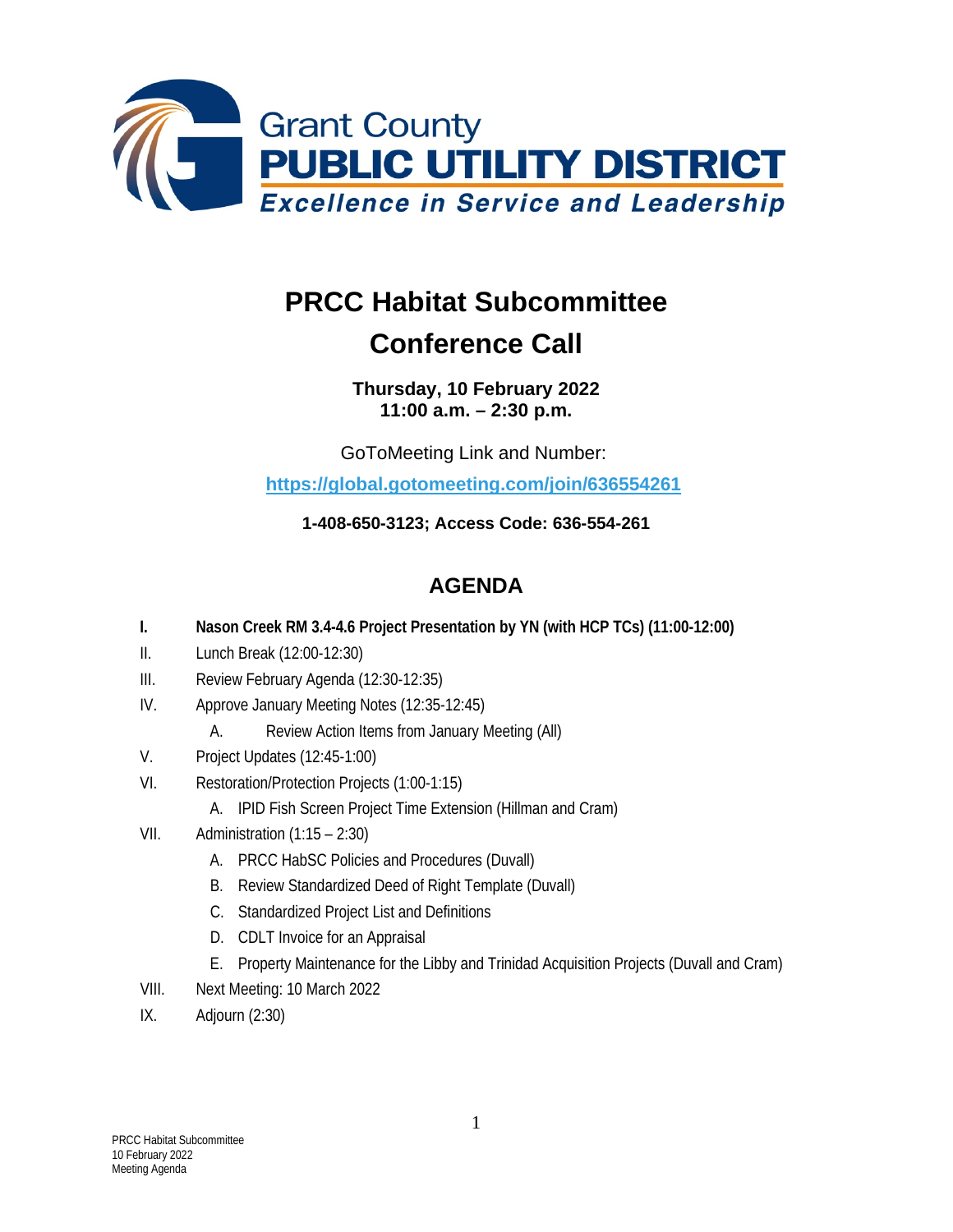Grant County
**PUBLIC UTILITY DISTRICT**
*Excellence in Service and Leadership*

# PRCC Habitat Subcommittee
# Conference Call

**Thursday, 10 February 2022**
**11:00 a.m. – 2:30 p.m.**

GoToMeeting Link and Number:

**https://global.gotomeeting.com/join/636554261**

**1-408-650-3123; Access Code: 636-554-261**

## AGENDA

I. **Nason Creek RM 3.4-4.6 Project Presentation by YN (with HCP TCs) (11:00-12:00)**

II. Lunch Break (12:00-12:30)

III. Review February Agenda (12:30-12:35)

IV. Approve January Meeting Notes (12:35-12:45)
   - A. Review Action Items from January Meeting (All)

V. Project Updates (12:45-1:00)

VI. Restoration/Protection Projects (1:00-1:15)
   - A. IPID Fish Screen Project Time Extension (Hillman and Cram)

VII. Administration (1:15 – 2:30)
   - A. PRCC HabSC Policies and Procedures (Duvall)
   - B. Review Standardized Deed of Right Template (Duvall)
   - C. Standardized Project List and Definitions
   - D. CDLT Invoice for an Appraisal
   - E. Property Maintenance for the Libby and Trinidad Acquisition Projects (Duvall and Cram)

VIII. Next Meeting: 10 March 2022

IX. Adjourn (2:30)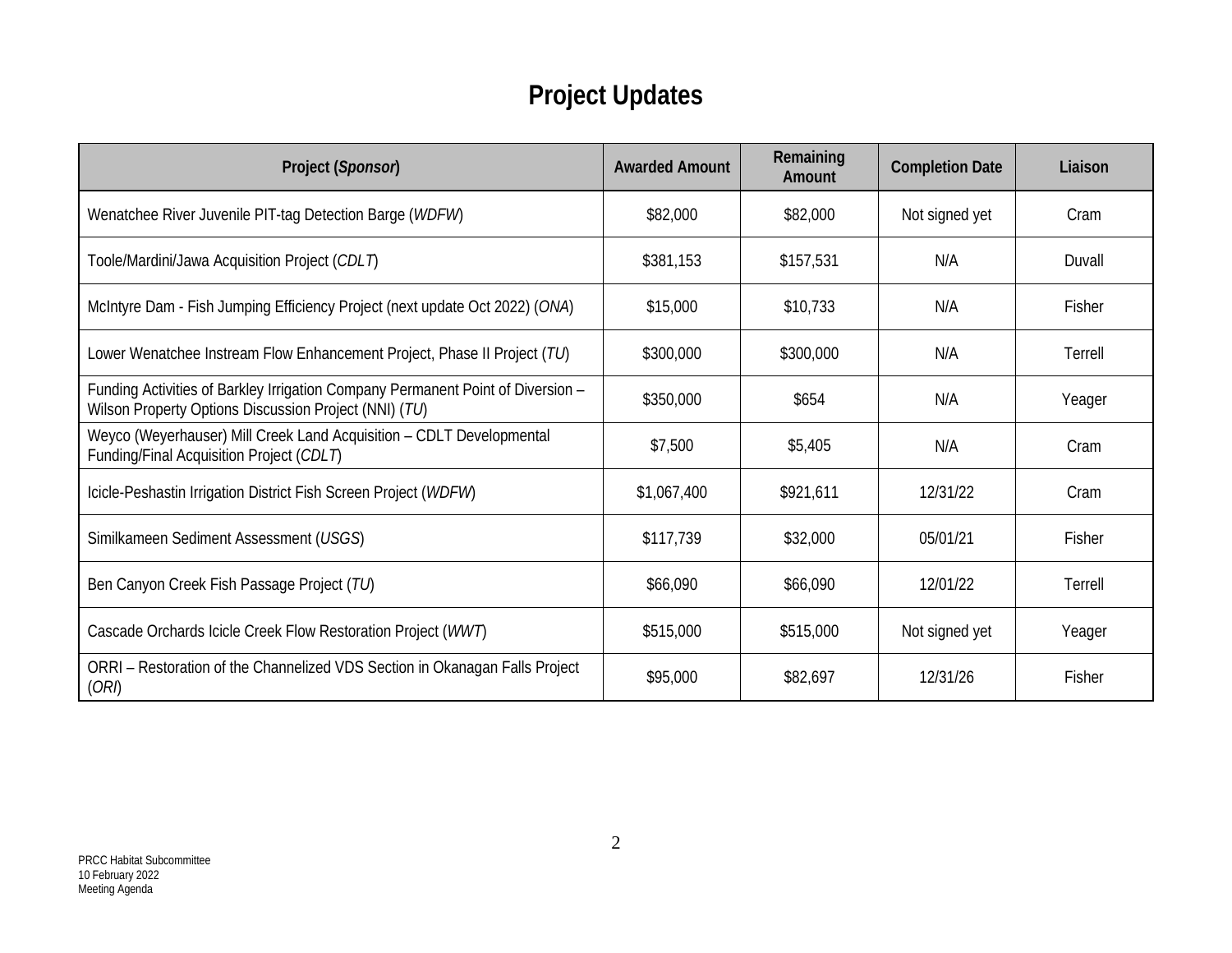# Project Updates

| Project (*Sponsor*) | Awarded Amount | Remaining Amount | Completion Date | Liaison |
|---|---|---|---|---|
| Wenatchee River Juvenile PIT-tag Detection Barge (*WDFW*) | $82,000 | $82,000 | Not signed yet | Cram |
| Toole/Mardini/Jawa Acquisition Project (*CDLT*) | $381,153 | $157,531 | N/A | Duvall |
| McIntyre Dam - Fish Jumping Efficiency Project (next update Oct 2022) (*ONA*) | $15,000 | $10,733 | N/A | Fisher |
| Lower Wenatchee Instream Flow Enhancement Project, Phase II Project (*TU*) | $300,000 | $300,000 | N/A | Terrell |
| Funding Activities of Barkley Irrigation Company Permanent Point of Diversion – Wilson Property Options Discussion Project (NNI) (*TU*) | $350,000 | $654 | N/A | Yeager |
| Weyco (Weyerhauser) Mill Creek Land Acquisition – CDLT Developmental Funding/Final Acquisition Project (*CDLT*) | $7,500 | $5,405 | N/A | Cram |
| Icicle-Peshastin Irrigation District Fish Screen Project (*WDFW*) | $1,067,400 | $921,611 | 12/31/22 | Cram |
| Similkameen Sediment Assessment (*USGS*) | $117,739 | $32,000 | 05/01/21 | Fisher |
| Ben Canyon Creek Fish Passage Project (*TU*) | $66,090 | $66,090 | 12/01/22 | Terrell |
| Cascade Orchards Icicle Creek Flow Restoration Project (*WWT*) | $515,000 | $515,000 | Not signed yet | Yeager |
| ORRI – Restoration of the Channelized VDS Section in Okanagan Falls Project (*ORI*) | $95,000 | $82,697 | 12/31/26 | Fisher |